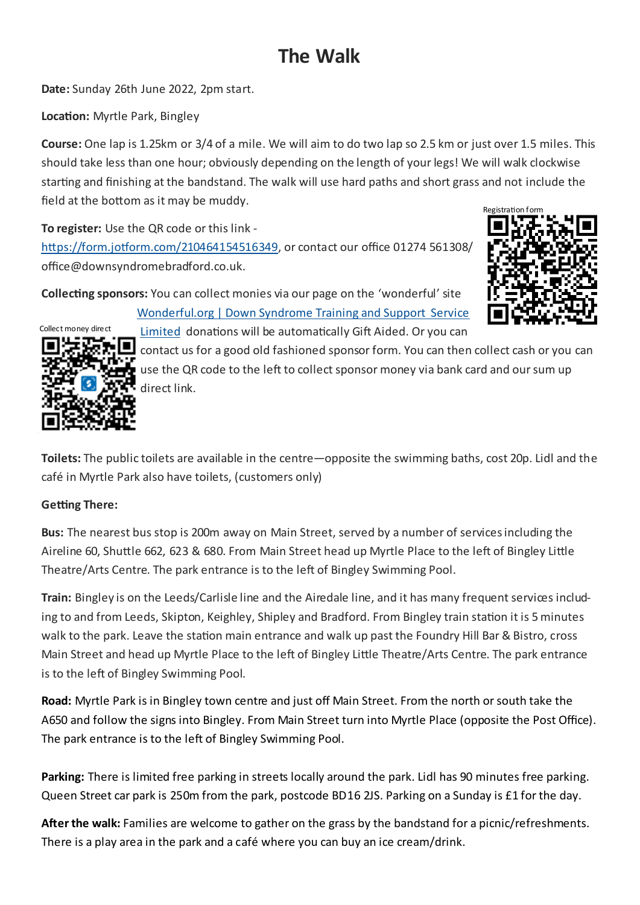# The Walk

**Date:** Sunday 26th June 2022, 2pm start.

**Location:** Myrtle Park, Bingley

**Course:** One lap is 1.25km or 3/4 of a mile. We will aim to do two lap so 2.5 km or just over 1.5 miles. This should take less than one hour; obviously depending on the length of your legs! We will walk clockwise starting and finishing at the bandstand. The walk will use hard paths and short grass and not include the field at the bottom as it may be muddy.

Registration form

**To register:** Use the QR code or this link - https://form.jotform.com/210464154516349, or contact our office 01274 561308/ office@downsyndromebradford.co.uk.

**Collecting sponsors:** You can collect monies via our page on the 'wonderful' site Wonderful.org | Down Syndrome Training and Support Service Limited donations will be automatically Gift Aided. Or you can contact us for a good old fashioned sponsor form. You can then collect cash or you can use the QR code to the left to collect sponsor money via bank card and our sum up direct link.

Collect money direct

**Toilets:** The public toilets are available in the centre—opposite the swimming baths, cost 20p. Lidl and the café in Myrtle Park also have toilets, (customers only)

**Getting There:**

**Bus:** The nearest bus stop is 200m away on Main Street, served by a number of services including the Aireline 60, Shuttle 662, 623 & 680. From Main Street head up Myrtle Place to the left of Bingley Little Theatre/Arts Centre. The park entrance is to the left of Bingley Swimming Pool.

**Train:** Bingley is on the Leeds/Carlisle line and the Airedale line, and it has many frequent services including to and from Leeds, Skipton, Keighley, Shipley and Bradford. From Bingley train station it is 5 minutes walk to the park. Leave the station main entrance and walk up past the Foundry Hill Bar & Bistro, cross Main Street and head up Myrtle Place to the left of Bingley Little Theatre/Arts Centre. The park entrance is to the left of Bingley Swimming Pool.

**Road:** Myrtle Park is in Bingley town centre and just off Main Street. From the north or south take the A650 and follow the signs into Bingley. From Main Street turn into Myrtle Place (opposite the Post Office). The park entrance is to the left of Bingley Swimming Pool.

**Parking:** There is limited free parking in streets locally around the park. Lidl has 90 minutes free parking. Queen Street car park is 250m from the park, postcode BD16 2JS. Parking on a Sunday is £1 for the day.

**After the walk:** Families are welcome to gather on the grass by the bandstand for a picnic/refreshments. There is a play area in the park and a café where you can buy an ice cream/drink.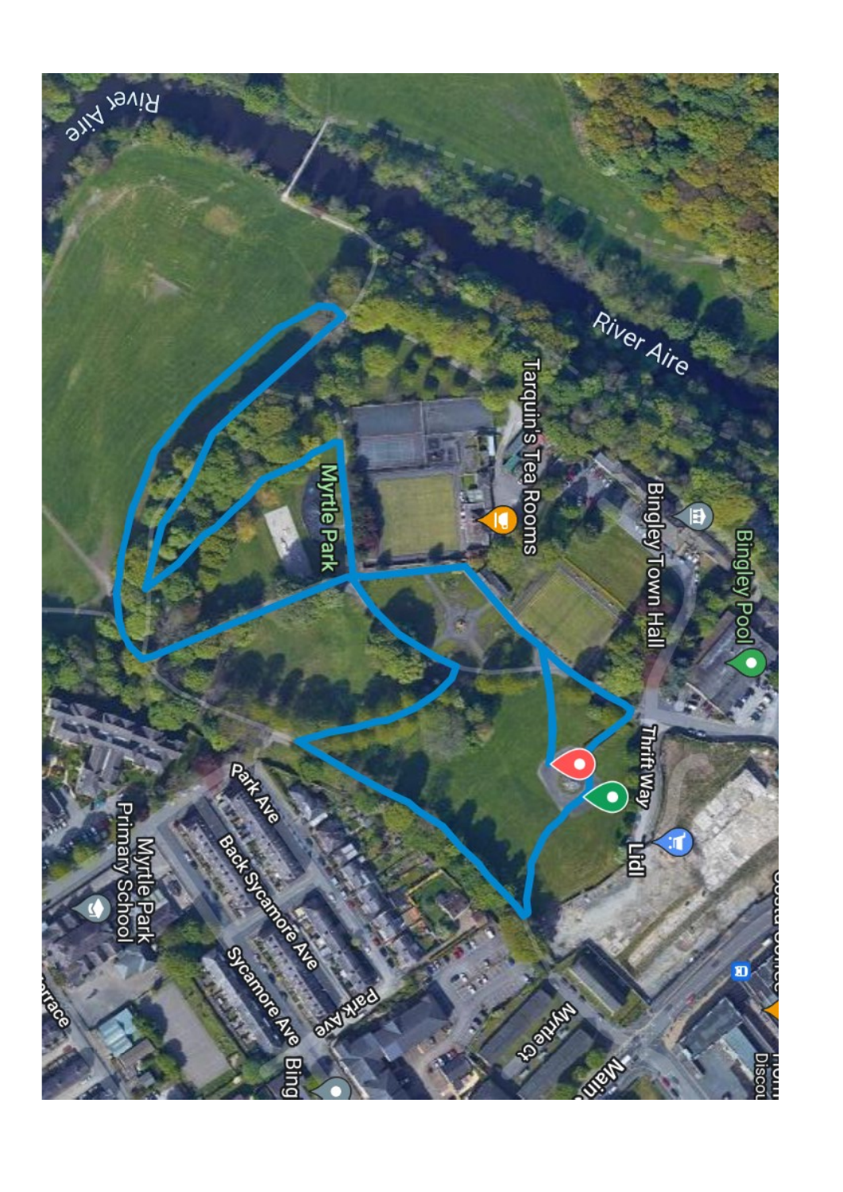River Aire

River Aire

Tarquin's Tea Rooms

Bingley Town Hall

Bingley Pool

Myrtle Park

Thrift Way

Lidl

Park Ave

Back Sycamore Ave

Sycamore Ave

Park Ave

Myrtle Park Primary School

Myrtle Ct

Main

Bing

errace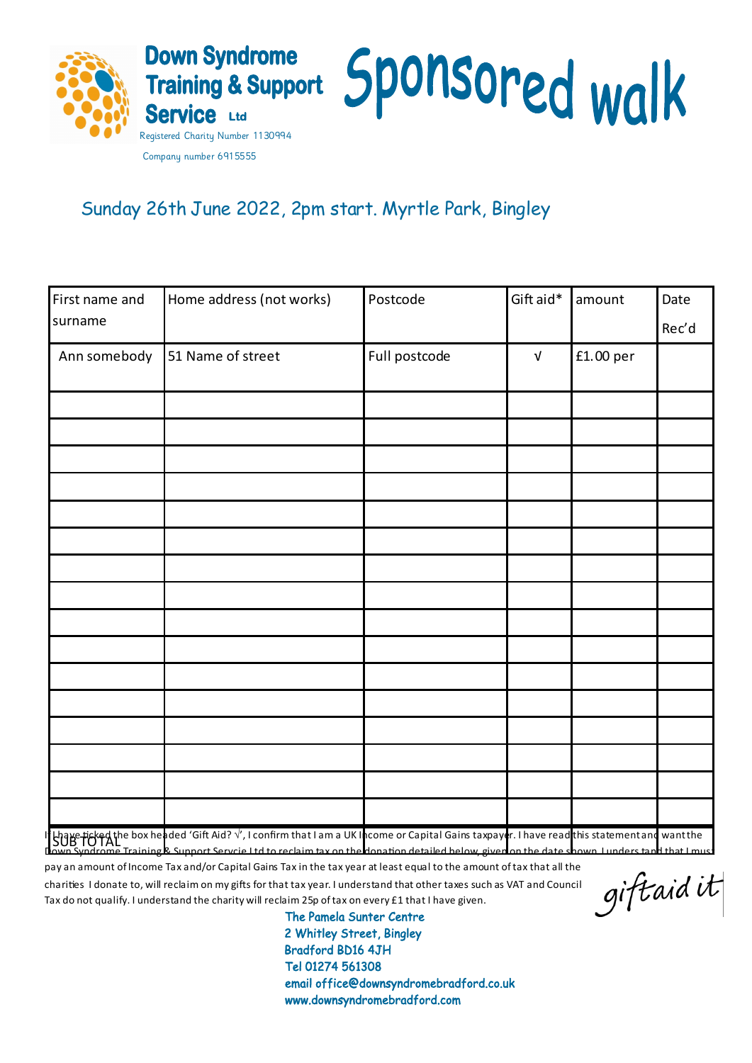**Down Syndrome Training & Support Service Ltd**

Registered Charity Number 1130994

Company number 6915555

# Sponsored walk

## Sunday 26th June 2022, 2pm start. Myrtle Park, Bingley

| First name and surname | Home address (not works) | Postcode | Gift aid* | amount | Date Rec'd |
|---|---|---|---|---|---|
| Ann somebody | 51 Name of street | Full postcode | √ | £1.00 per | |
| | | | | | |
| | | | | | |
| | | | | | |
| | | | | | |
| | | | | | |
| | | | | | |
| | | | | | |
| | | | | | |
| | | | | | |
| | | | | | |
| | | | | | |
| | | | | | |
| | | | | | |
| | | | | | |
| | | | | | |
| | | | | | |
| SUB TOTAL | | | | | |

I have ticked the box headed 'Gift Aid? √', I confirm that I am a UK Income or Capital Gains taxpayer. I have read this statement and want the Down Syndrome Training & Support Servcie Ltd to reclaim tax on the donation detailed below, given on the date shown. I understand that I must pay an amount of Income Tax and/or Capital Gains Tax in the tax year at least equal to the amount of tax that all the charities I donate to, will reclaim on my gifts for that tax year. I understand that other taxes such as VAT and Council Tax do not qualify. I understand the charity will reclaim 25p of tax on every £1 that I have given.

giftaid it

**The Pamela Sunter Centre**
**2 Whitley Street, Bingley**
**Bradford BD16 4JH**
**Tel 01274 561308**
**email office@downsyndromebradford.co.uk**
**www.downsyndromebradford.com**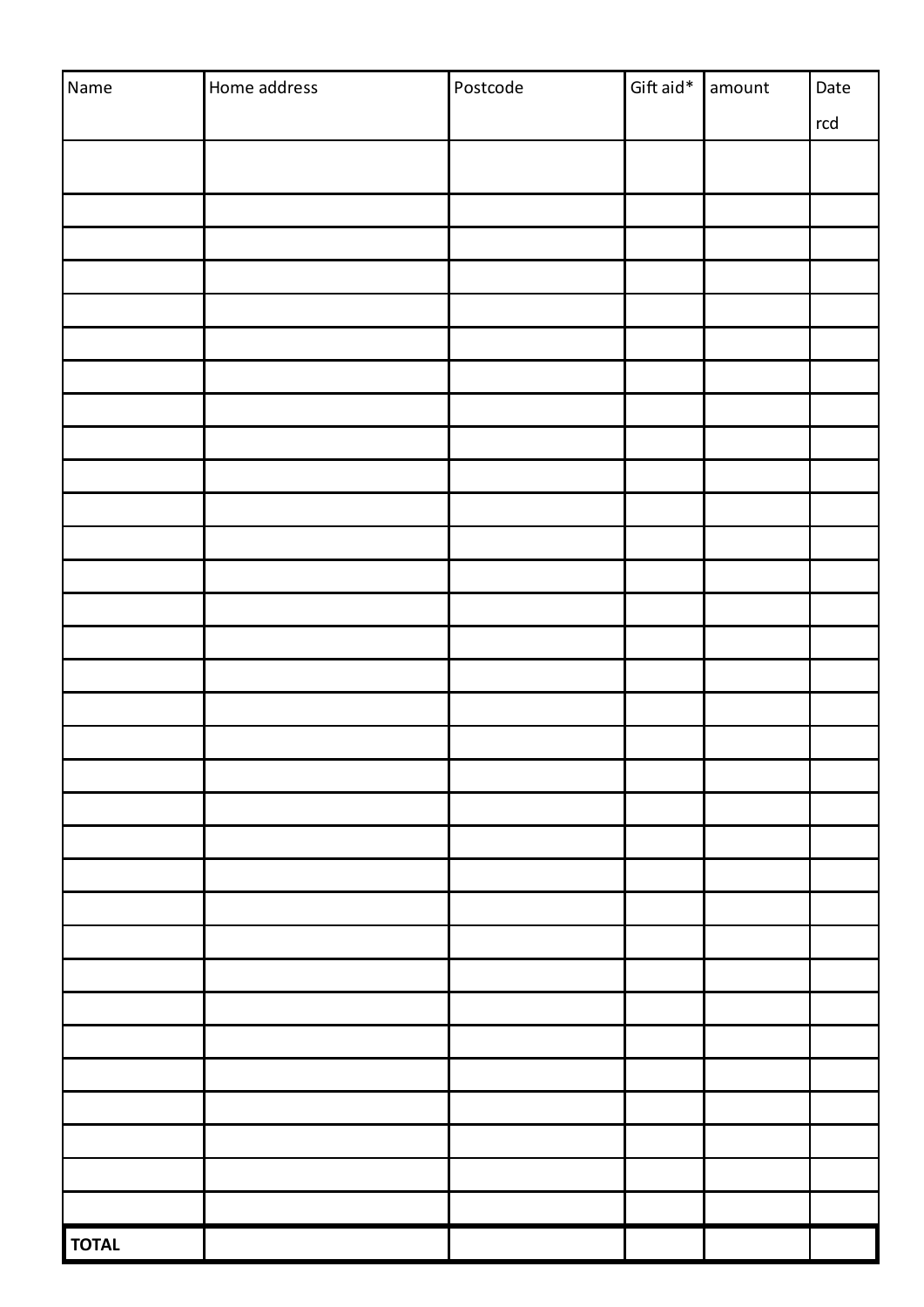| Name | Home address | Postcode | Gift aid* | amount | Date rcd |
|---|---|---|---|---|---|
| | | | | | |
| | | | | | |
| | | | | | |
| | | | | | |
| | | | | | |
| | | | | | |
| | | | | | |
| | | | | | |
| | | | | | |
| | | | | | |
| | | | | | |
| | | | | | |
| | | | | | |
| | | | | | |
| | | | | | |
| | | | | | |
| | | | | | |
| | | | | | |
| | | | | | |
| | | | | | |
| | | | | | |
| | | | | | |
| | | | | | |
| | | | | | |
| | | | | | |
| | | | | | |
| | | | | | |
| | | | | | |
| | | | | | |
| | | | | | |
| | | | | | |
| | | | | | |
| **TOTAL** | | | | | |